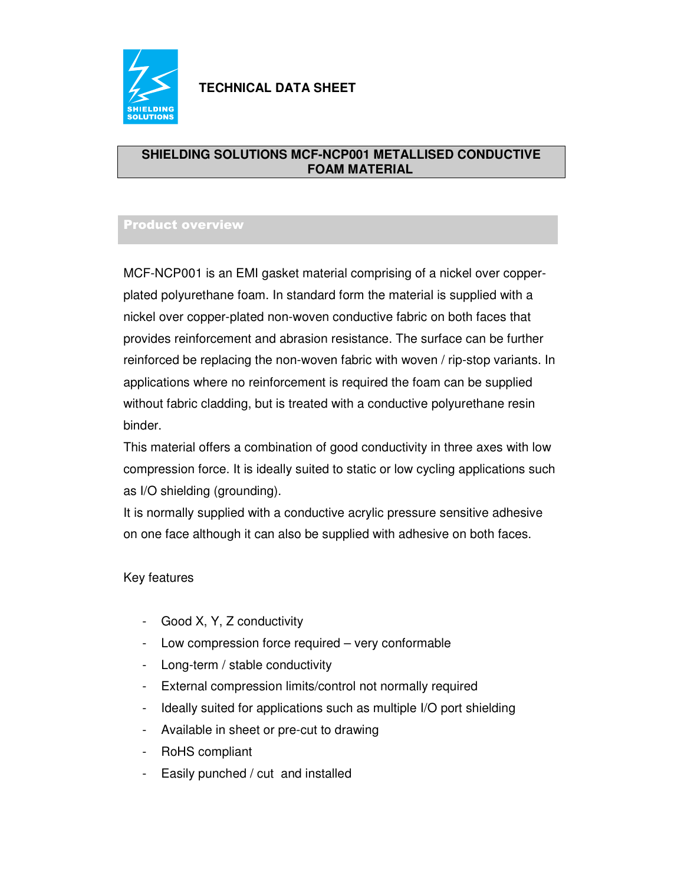SHIELDING SOLUTIONS

**TECHNICAL DATA SHEET**

# SHIELDING SOLUTIONS MCF-NCP001 METALLISED CONDUCTIVE FOAM MATERIAL

## Product overview

MCF-NCP001 is an EMI gasket material comprising of a nickel over copper-plated polyurethane foam. In standard form the material is supplied with a nickel over copper-plated non-woven conductive fabric on both faces that provides reinforcement and abrasion resistance. The surface can be further reinforced be replacing the non-woven fabric with woven / rip-stop variants. In applications where no reinforcement is required the foam can be supplied without fabric cladding, but is treated with a conductive polyurethane resin binder.

This material offers a combination of good conductivity in three axes with low compression force. It is ideally suited to static or low cycling applications such as I/O shielding (grounding).

It is normally supplied with a conductive acrylic pressure sensitive adhesive on one face although it can also be supplied with adhesive on both faces.

Key features

- Good X, Y, Z conductivity
- Low compression force required – very conformable
- Long-term / stable conductivity
- External compression limits/control not normally required
- Ideally suited for applications such as multiple I/O port shielding
- Available in sheet or pre-cut to drawing
- RoHS compliant
- Easily punched / cut and installed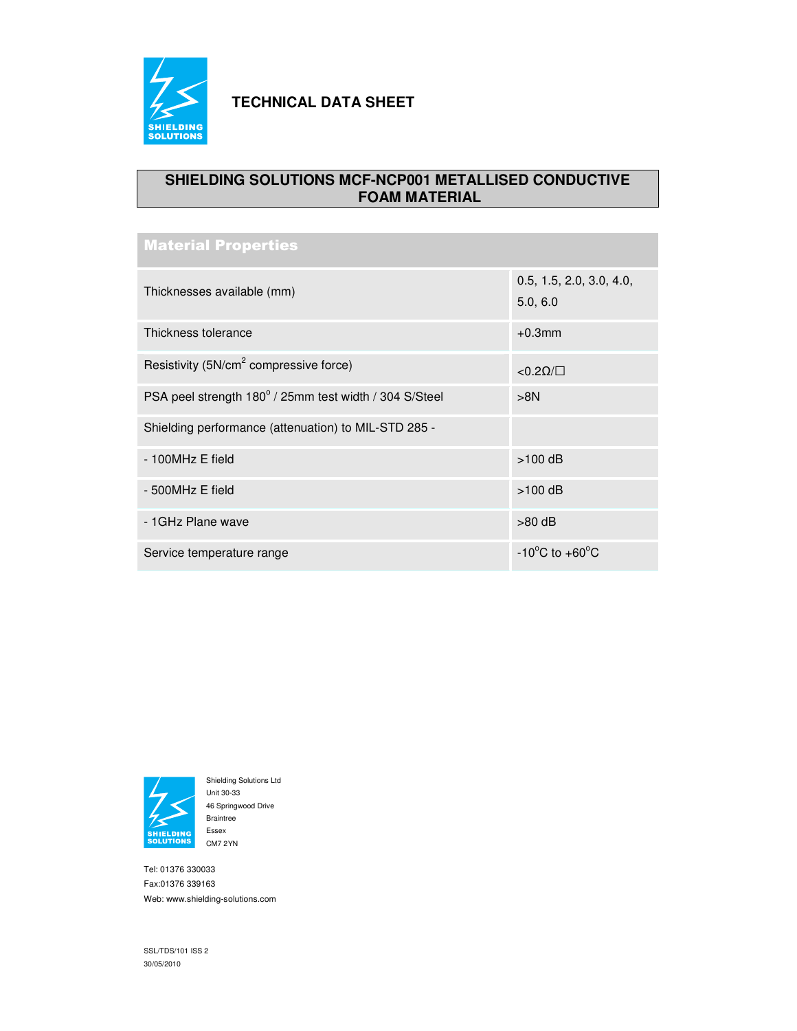SHIELDING SOLUTIONS

# TECHNICAL DATA SHEET

## SHIELDING SOLUTIONS MCF-NCP001 METALLISED CONDUCTIVE FOAM MATERIAL

| Material Properties | |
|---|---|
| Thicknesses available (mm) | 0.5, 1.5, 2.0, 3.0, 4.0, 5.0, 6.0 |
| Thickness tolerance | +0.3mm |
| Resistivity (5N/cm$^2$ compressive force) | <0.2Ω/☐ |
| PSA peel strength 180$^o$ / 25mm test width / 304 S/Steel | >8N |
| Shielding performance (attenuation) to MIL-STD 285 - | |
| - 100MHz E field | >100 dB |
| - 500MHz E field | >100 dB |
| - 1GHz Plane wave | >80 dB |
| Service temperature range | -10$^o$C to +60$^o$C |

SHIELDING SOLUTIONS

Shielding Solutions Ltd
Unit 30-33
46 Springwood Drive
Braintree
Essex
CM7 2YN

Tel: 01376 330033
Fax:01376 339163
Web: www.shielding-solutions.com

SSL/TDS/101 ISS 2
30/05/2010